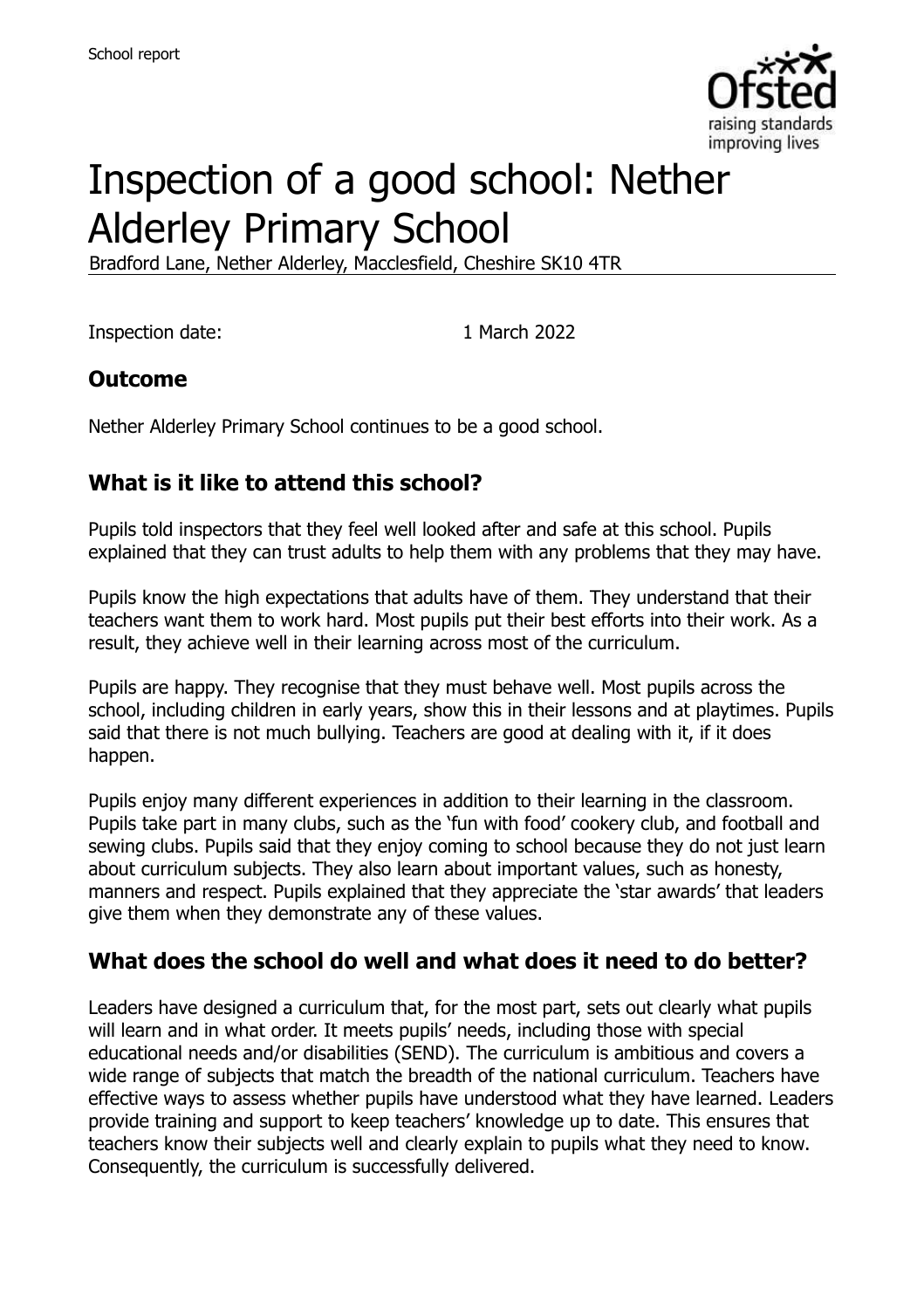# Inspection of a good school: Nether Alderley Primary School

Bradford Lane, Nether Alderley, Macclesfield, Cheshire SK10 4TR

Inspection date: 1 March 2022

## Outcome

Nether Alderley Primary School continues to be a good school.

## What is it like to attend this school?

Pupils told inspectors that they feel well looked after and safe at this school. Pupils explained that they can trust adults to help them with any problems that they may have.

Pupils know the high expectations that adults have of them. They understand that their teachers want them to work hard. Most pupils put their best efforts into their work. As a result, they achieve well in their learning across most of the curriculum.

Pupils are happy. They recognise that they must behave well. Most pupils across the school, including children in early years, show this in their lessons and at playtimes. Pupils said that there is not much bullying. Teachers are good at dealing with it, if it does happen.

Pupils enjoy many different experiences in addition to their learning in the classroom. Pupils take part in many clubs, such as the 'fun with food' cookery club, and football and sewing clubs. Pupils said that they enjoy coming to school because they do not just learn about curriculum subjects. They also learn about important values, such as honesty, manners and respect. Pupils explained that they appreciate the 'star awards' that leaders give them when they demonstrate any of these values.

## What does the school do well and what does it need to do better?

Leaders have designed a curriculum that, for the most part, sets out clearly what pupils will learn and in what order. It meets pupils' needs, including those with special educational needs and/or disabilities (SEND). The curriculum is ambitious and covers a wide range of subjects that match the breadth of the national curriculum. Teachers have effective ways to assess whether pupils have understood what they have learned. Leaders provide training and support to keep teachers' knowledge up to date. This ensures that teachers know their subjects well and clearly explain to pupils what they need to know. Consequently, the curriculum is successfully delivered.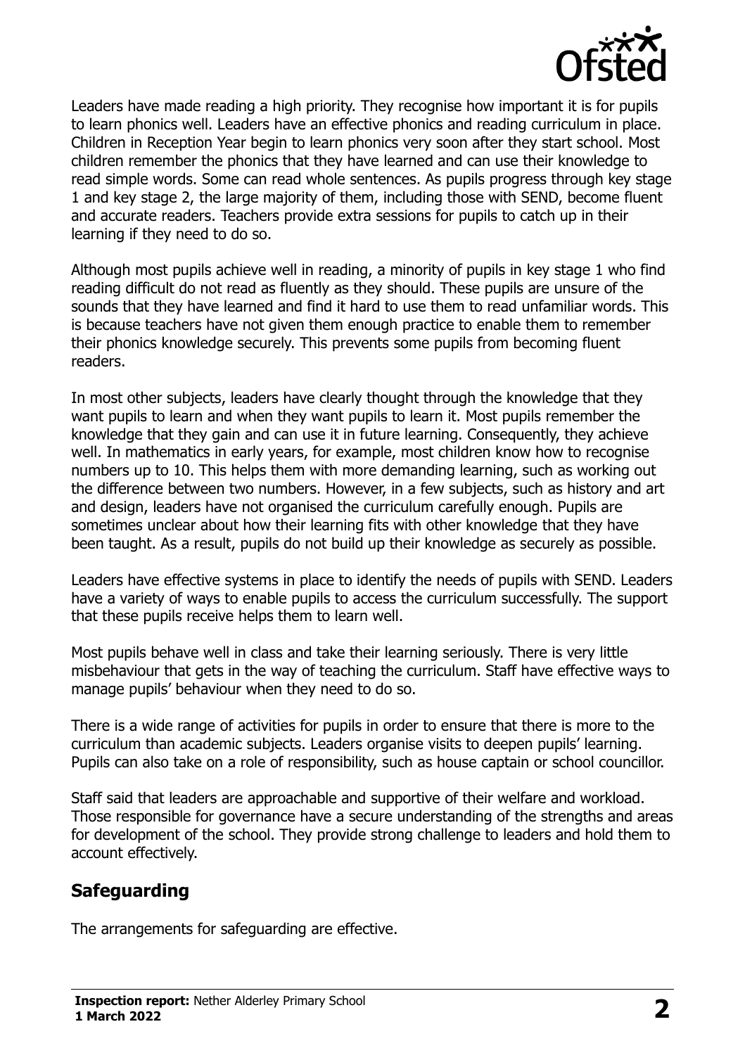Leaders have made reading a high priority. They recognise how important it is for pupils to learn phonics well. Leaders have an effective phonics and reading curriculum in place. Children in Reception Year begin to learn phonics very soon after they start school. Most children remember the phonics that they have learned and can use their knowledge to read simple words. Some can read whole sentences. As pupils progress through key stage 1 and key stage 2, the large majority of them, including those with SEND, become fluent and accurate readers. Teachers provide extra sessions for pupils to catch up in their learning if they need to do so.

Although most pupils achieve well in reading, a minority of pupils in key stage 1 who find reading difficult do not read as fluently as they should. These pupils are unsure of the sounds that they have learned and find it hard to use them to read unfamiliar words. This is because teachers have not given them enough practice to enable them to remember their phonics knowledge securely. This prevents some pupils from becoming fluent readers.

In most other subjects, leaders have clearly thought through the knowledge that they want pupils to learn and when they want pupils to learn it. Most pupils remember the knowledge that they gain and can use it in future learning. Consequently, they achieve well. In mathematics in early years, for example, most children know how to recognise numbers up to 10. This helps them with more demanding learning, such as working out the difference between two numbers. However, in a few subjects, such as history and art and design, leaders have not organised the curriculum carefully enough. Pupils are sometimes unclear about how their learning fits with other knowledge that they have been taught. As a result, pupils do not build up their knowledge as securely as possible.

Leaders have effective systems in place to identify the needs of pupils with SEND. Leaders have a variety of ways to enable pupils to access the curriculum successfully. The support that these pupils receive helps them to learn well.

Most pupils behave well in class and take their learning seriously. There is very little misbehaviour that gets in the way of teaching the curriculum. Staff have effective ways to manage pupils' behaviour when they need to do so.

There is a wide range of activities for pupils in order to ensure that there is more to the curriculum than academic subjects. Leaders organise visits to deepen pupils' learning. Pupils can also take on a role of responsibility, such as house captain or school councillor.

Staff said that leaders are approachable and supportive of their welfare and workload. Those responsible for governance have a secure understanding of the strengths and areas for development of the school. They provide strong challenge to leaders and hold them to account effectively.

## Safeguarding

The arrangements for safeguarding are effective.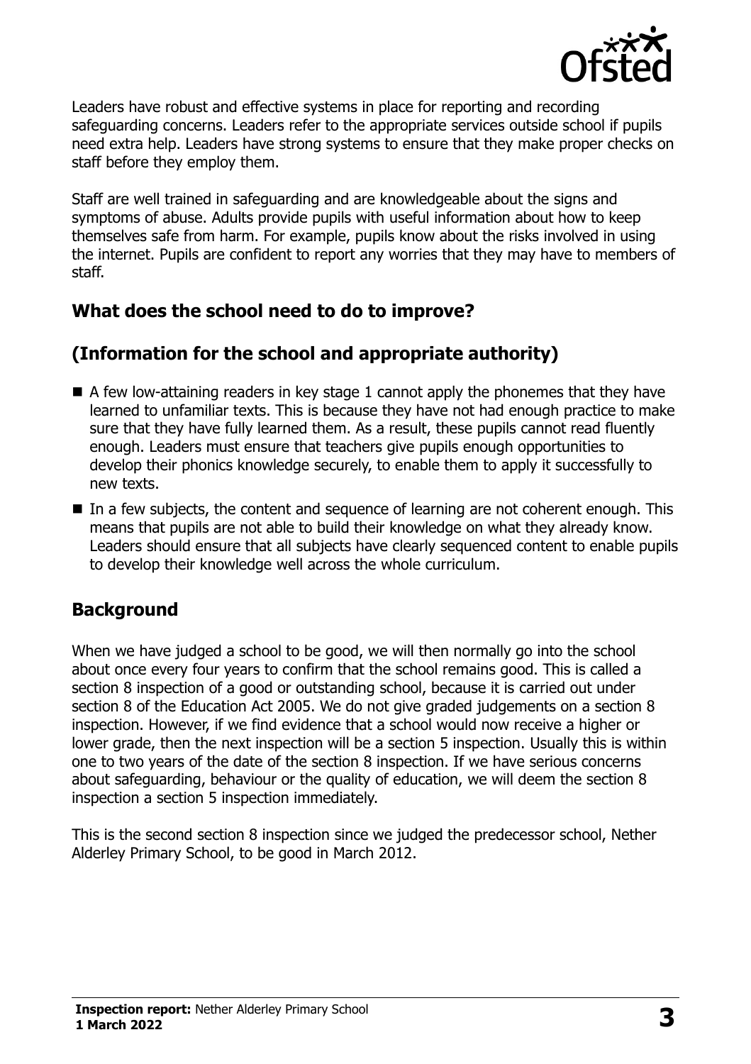Leaders have robust and effective systems in place for reporting and recording safeguarding concerns. Leaders refer to the appropriate services outside school if pupils need extra help. Leaders have strong systems to ensure that they make proper checks on staff before they employ them.

Staff are well trained in safeguarding and are knowledgeable about the signs and symptoms of abuse. Adults provide pupils with useful information about how to keep themselves safe from harm. For example, pupils know about the risks involved in using the internet. Pupils are confident to report any worries that they may have to members of staff.

## What does the school need to do to improve?

## (Information for the school and appropriate authority)

- A few low-attaining readers in key stage 1 cannot apply the phonemes that they have learned to unfamiliar texts. This is because they have not had enough practice to make sure that they have fully learned them. As a result, these pupils cannot read fluently enough. Leaders must ensure that teachers give pupils enough opportunities to develop their phonics knowledge securely, to enable them to apply it successfully to new texts.
- In a few subjects, the content and sequence of learning are not coherent enough. This means that pupils are not able to build their knowledge on what they already know. Leaders should ensure that all subjects have clearly sequenced content to enable pupils to develop their knowledge well across the whole curriculum.

## Background

When we have judged a school to be good, we will then normally go into the school about once every four years to confirm that the school remains good. This is called a section 8 inspection of a good or outstanding school, because it is carried out under section 8 of the Education Act 2005. We do not give graded judgements on a section 8 inspection. However, if we find evidence that a school would now receive a higher or lower grade, then the next inspection will be a section 5 inspection. Usually this is within one to two years of the date of the section 8 inspection. If we have serious concerns about safeguarding, behaviour or the quality of education, we will deem the section 8 inspection a section 5 inspection immediately.

This is the second section 8 inspection since we judged the predecessor school, Nether Alderley Primary School, to be good in March 2012.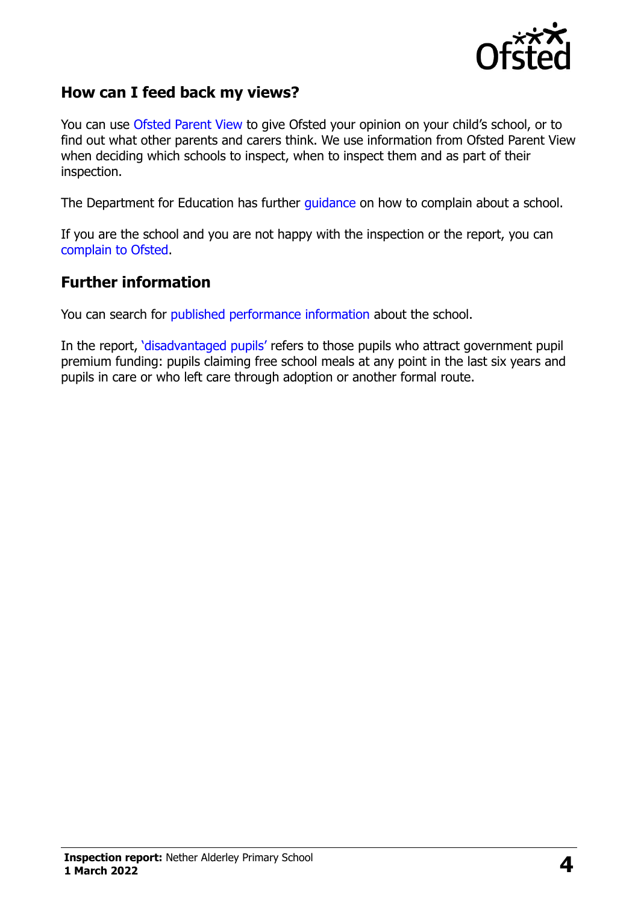## How can I feed back my views?

You can use Ofsted Parent View to give Ofsted your opinion on your child's school, or to find out what other parents and carers think. We use information from Ofsted Parent View when deciding which schools to inspect, when to inspect them and as part of their inspection.

The Department for Education has further guidance on how to complain about a school.

If you are the school and you are not happy with the inspection or the report, you can complain to Ofsted.

## Further information

You can search for published performance information about the school.

In the report, 'disadvantaged pupils' refers to those pupils who attract government pupil premium funding: pupils claiming free school meals at any point in the last six years and pupils in care or who left care through adoption or another formal route.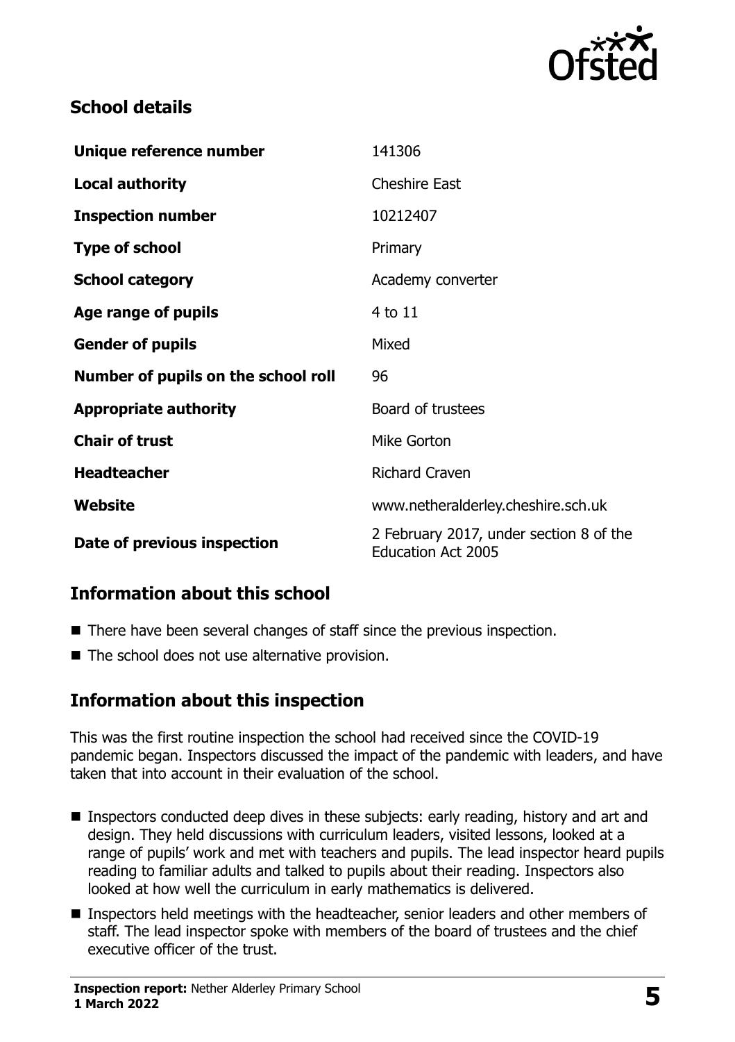## School details

| | |
|---|---|
| **Unique reference number** | 141306 |
| **Local authority** | Cheshire East |
| **Inspection number** | 10212407 |
| **Type of school** | Primary |
| **School category** | Academy converter |
| **Age range of pupils** | 4 to 11 |
| **Gender of pupils** | Mixed |
| **Number of pupils on the school roll** | 96 |
| **Appropriate authority** | Board of trustees |
| **Chair of trust** | Mike Gorton |
| **Headteacher** | Richard Craven |
| **Website** | www.netheralderley.cheshire.sch.uk |
| **Date of previous inspection** | 2 February 2017, under section 8 of the Education Act 2005 |

## Information about this school

- There have been several changes of staff since the previous inspection.
- The school does not use alternative provision.

## Information about this inspection

This was the first routine inspection the school had received since the COVID-19 pandemic began. Inspectors discussed the impact of the pandemic with leaders, and have taken that into account in their evaluation of the school.

- Inspectors conducted deep dives in these subjects: early reading, history and art and design. They held discussions with curriculum leaders, visited lessons, looked at a range of pupils' work and met with teachers and pupils. The lead inspector heard pupils reading to familiar adults and talked to pupils about their reading. Inspectors also looked at how well the curriculum in early mathematics is delivered.
- Inspectors held meetings with the headteacher, senior leaders and other members of staff. The lead inspector spoke with members of the board of trustees and the chief executive officer of the trust.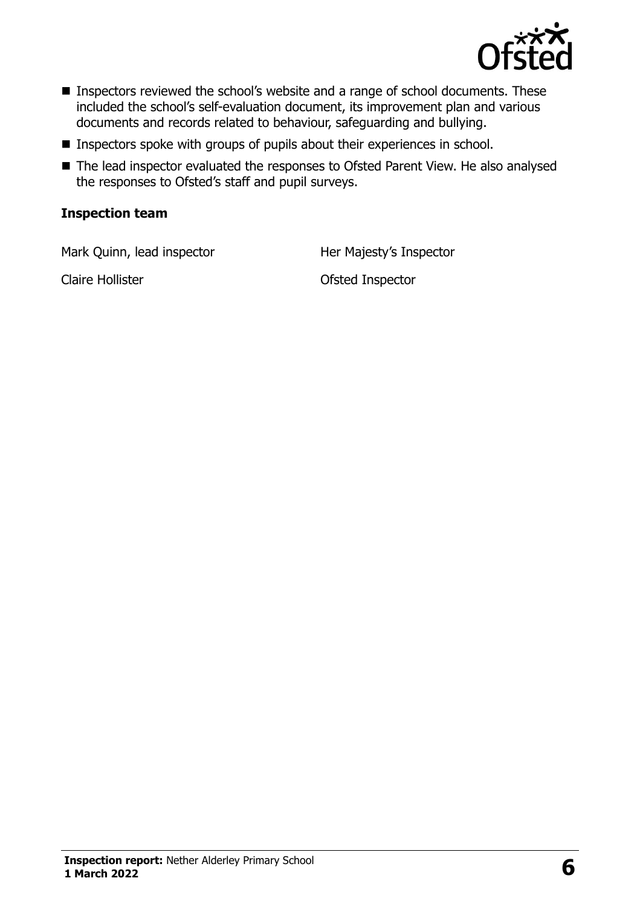- Inspectors reviewed the school's website and a range of school documents. These included the school's self-evaluation document, its improvement plan and various documents and records related to behaviour, safeguarding and bullying.
- Inspectors spoke with groups of pupils about their experiences in school.
- The lead inspector evaluated the responses to Ofsted Parent View. He also analysed the responses to Ofsted's staff and pupil surveys.

### Inspection team

| | |
|---|---|
| Mark Quinn, lead inspector | Her Majesty's Inspector |
| Claire Hollister | Ofsted Inspector |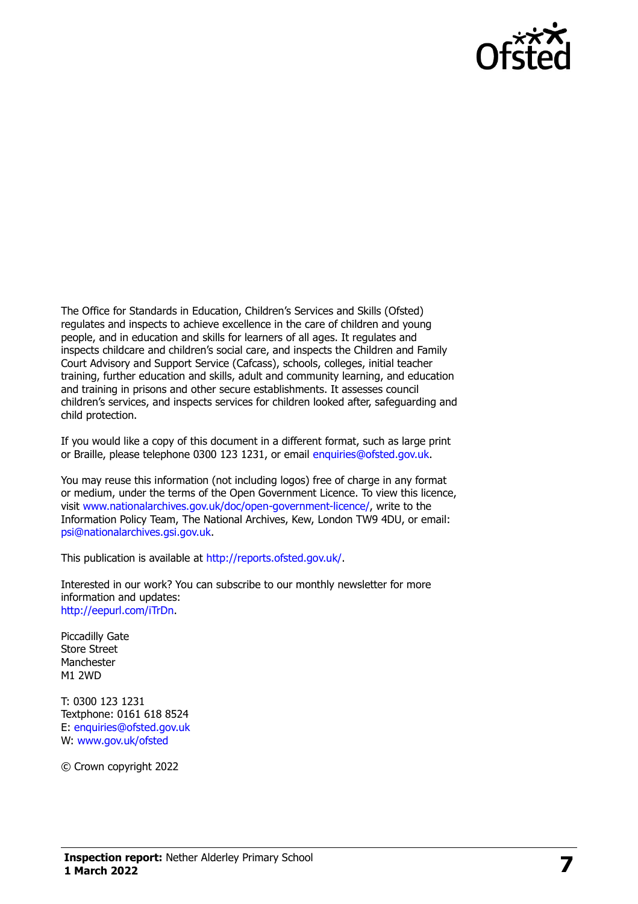The Office for Standards in Education, Children's Services and Skills (Ofsted) regulates and inspects to achieve excellence in the care of children and young people, and in education and skills for learners of all ages. It regulates and inspects childcare and children's social care, and inspects the Children and Family Court Advisory and Support Service (Cafcass), schools, colleges, initial teacher training, further education and skills, adult and community learning, and education and training in prisons and other secure establishments. It assesses council children's services, and inspects services for children looked after, safeguarding and child protection.

If you would like a copy of this document in a different format, such as large print or Braille, please telephone 0300 123 1231, or email enquiries@ofsted.gov.uk.

You may reuse this information (not including logos) free of charge in any format or medium, under the terms of the Open Government Licence. To view this licence, visit www.nationalarchives.gov.uk/doc/open-government-licence/, write to the Information Policy Team, The National Archives, Kew, London TW9 4DU, or email: psi@nationalarchives.gsi.gov.uk.

This publication is available at http://reports.ofsted.gov.uk/.

Interested in our work? You can subscribe to our monthly newsletter for more information and updates:
http://eepurl.com/iTrDn.

Piccadilly Gate
Store Street
Manchester
M1 2WD

T: 0300 123 1231
Textphone: 0161 618 8524
E: enquiries@ofsted.gov.uk
W: www.gov.uk/ofsted

© Crown copyright 2022